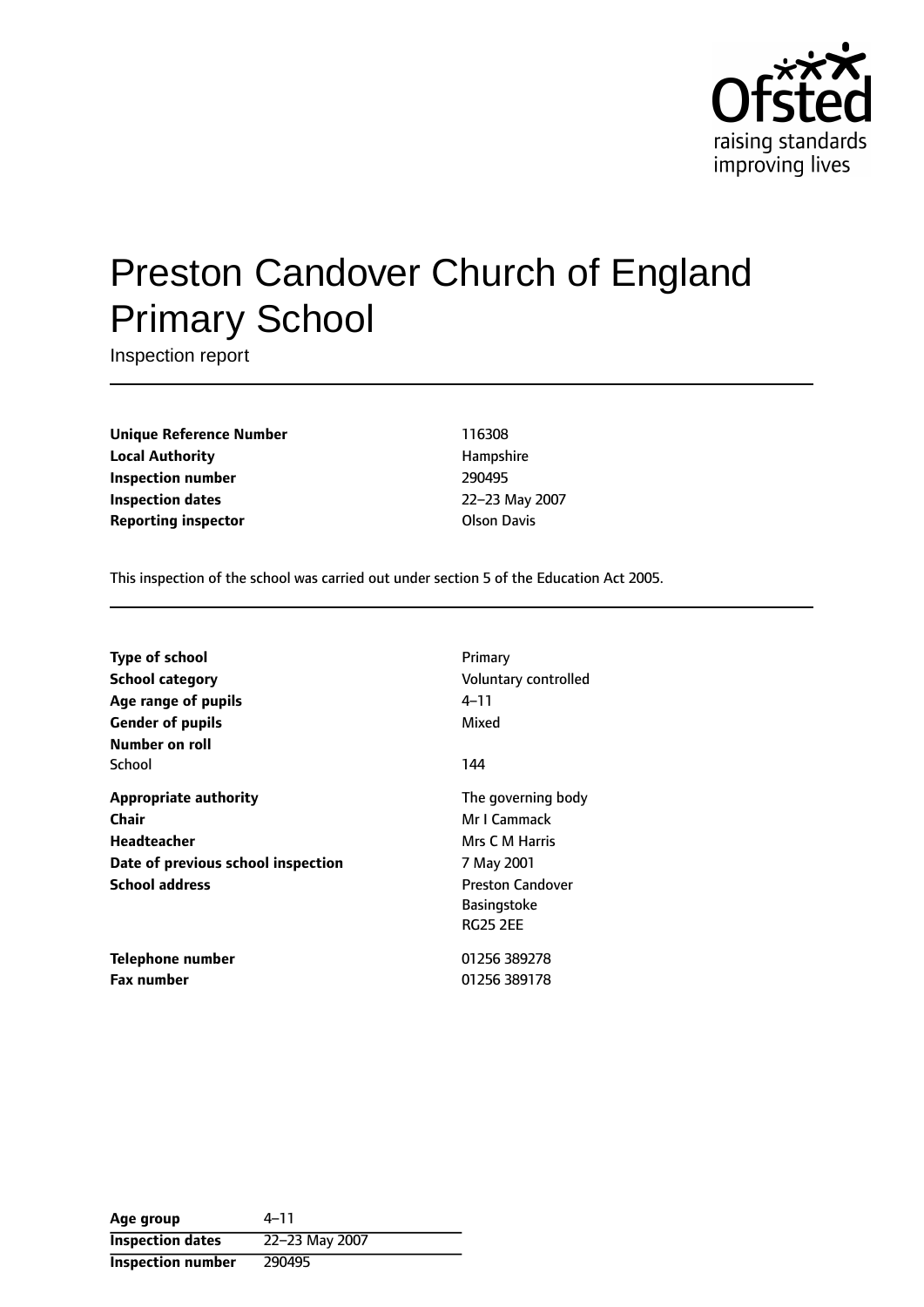# Preston Candover Church of England Primary School

Inspection report

| | |
|---|---|
| **Unique Reference Number** | 116308 |
| **Local Authority** | Hampshire |
| **Inspection number** | 290495 |
| **Inspection dates** | 22–23 May 2007 |
| **Reporting inspector** | Olson Davis |

This inspection of the school was carried out under section 5 of the Education Act 2005.

| | |
|---|---|
| **Type of school** | Primary |
| **School category** | Voluntary controlled |
| **Age range of pupils** | 4–11 |
| **Gender of pupils** | Mixed |
| **Number on roll** | |
| School | 144 |
| **Appropriate authority** | The governing body |
| **Chair** | Mr I Cammack |
| **Headteacher** | Mrs C M Harris |
| **Date of previous school inspection** | 7 May 2001 |
| **School address** | Preston Candover<br>Basingstoke<br>RG25 2EE |
| **Telephone number** | 01256 389278 |
| **Fax number** | 01256 389178 |

| | |
|---|---|
| **Age group** | 4–11 |
| **Inspection dates** | 22–23 May 2007 |
| **Inspection number** | 290495 |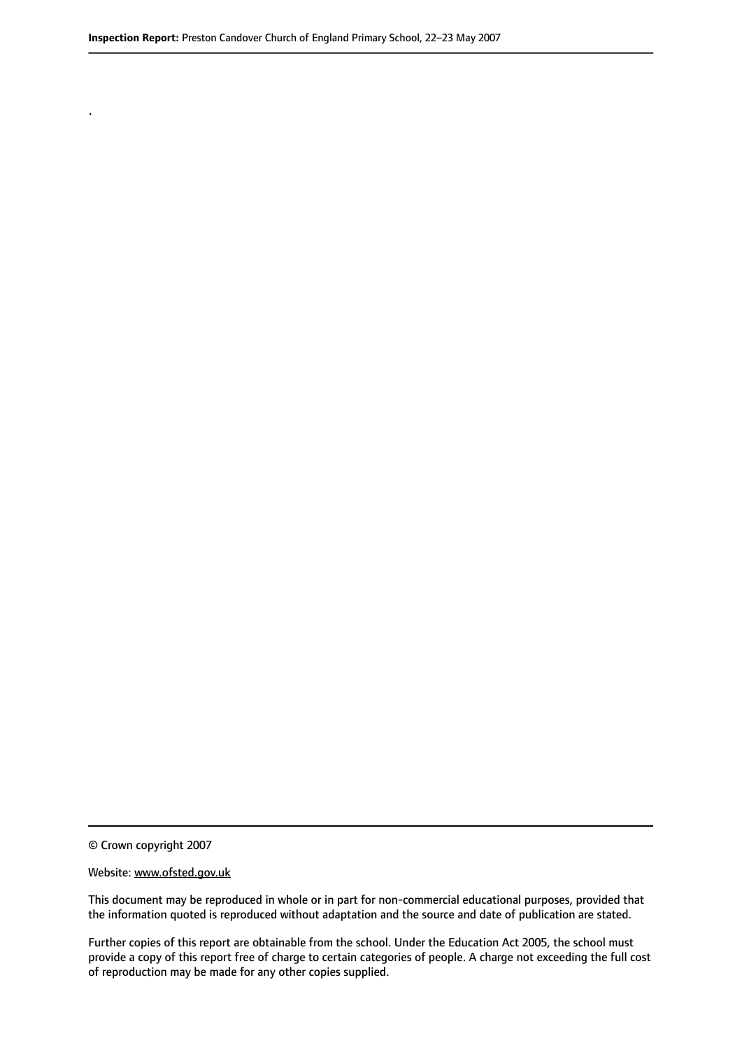.

© Crown copyright 2007

Website: www.ofsted.gov.uk

This document may be reproduced in whole or in part for non-commercial educational purposes, provided that the information quoted is reproduced without adaptation and the source and date of publication are stated.

Further copies of this report are obtainable from the school. Under the Education Act 2005, the school must provide a copy of this report free of charge to certain categories of people. A charge not exceeding the full cost of reproduction may be made for any other copies supplied.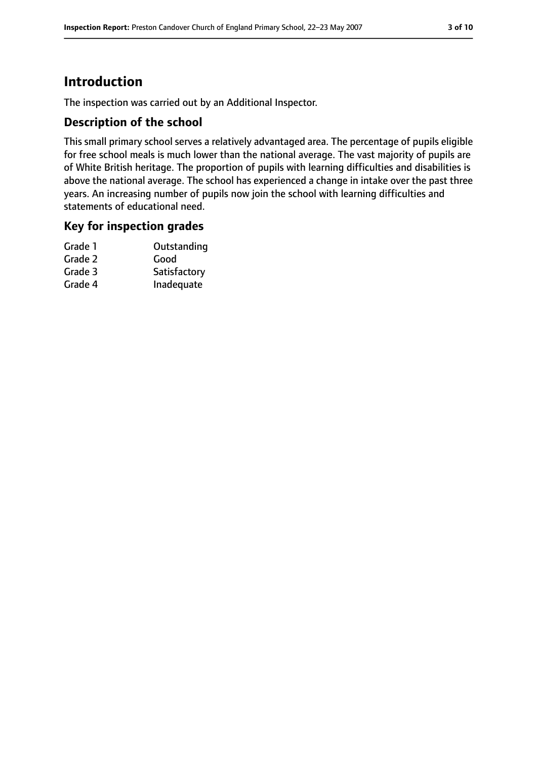## Introduction

The inspection was carried out by an Additional Inspector.

### Description of the school

This small primary school serves a relatively advantaged area. The percentage of pupils eligible for free school meals is much lower than the national average. The vast majority of pupils are of White British heritage. The proportion of pupils with learning difficulties and disabilities is above the national average. The school has experienced a change in intake over the past three years. An increasing number of pupils now join the school with learning difficulties and statements of educational need.

### Key for inspection grades

| | |
|---|---|
| Grade 1 | Outstanding |
| Grade 2 | Good |
| Grade 3 | Satisfactory |
| Grade 4 | Inadequate |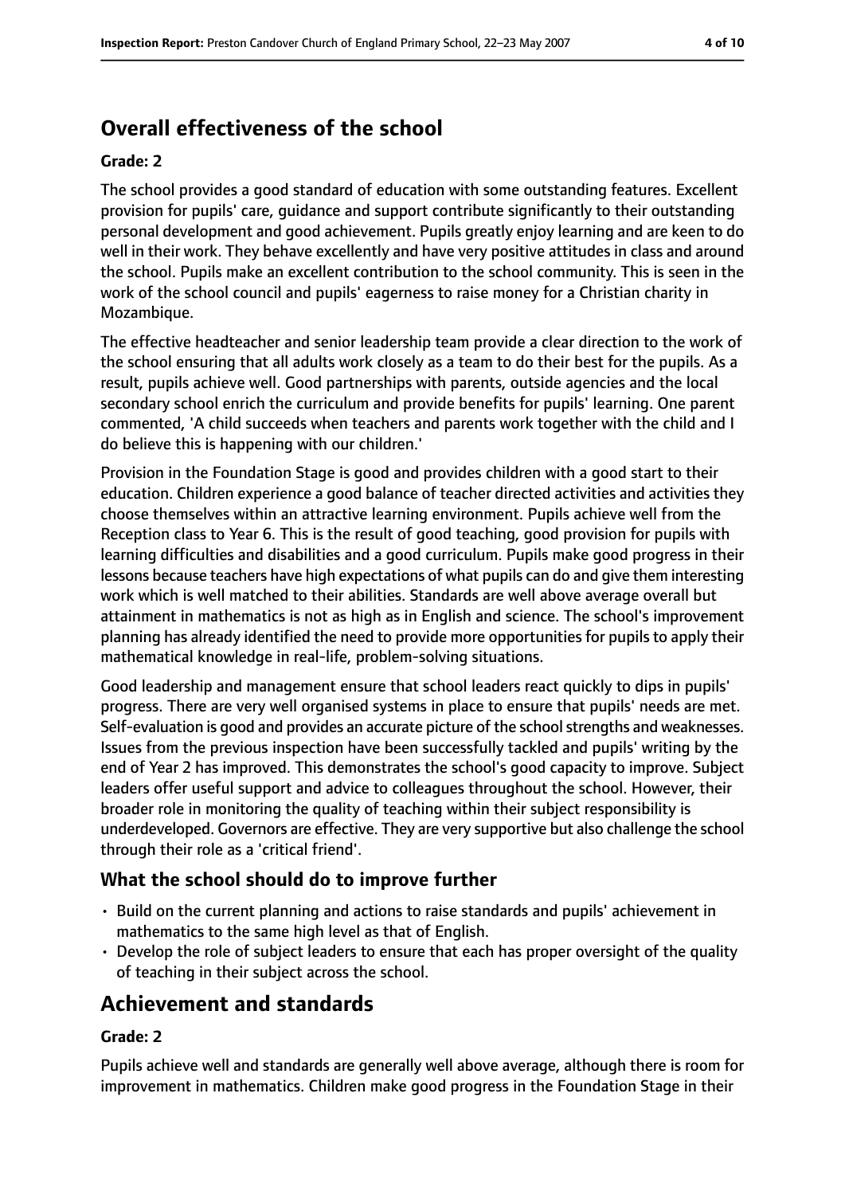## Overall effectiveness of the school

**Grade: 2**

The school provides a good standard of education with some outstanding features. Excellent provision for pupils' care, guidance and support contribute significantly to their outstanding personal development and good achievement. Pupils greatly enjoy learning and are keen to do well in their work. They behave excellently and have very positive attitudes in class and around the school. Pupils make an excellent contribution to the school community. This is seen in the work of the school council and pupils' eagerness to raise money for a Christian charity in Mozambique.

The effective headteacher and senior leadership team provide a clear direction to the work of the school ensuring that all adults work closely as a team to do their best for the pupils. As a result, pupils achieve well. Good partnerships with parents, outside agencies and the local secondary school enrich the curriculum and provide benefits for pupils' learning. One parent commented, 'A child succeeds when teachers and parents work together with the child and I do believe this is happening with our children.'

Provision in the Foundation Stage is good and provides children with a good start to their education. Children experience a good balance of teacher directed activities and activities they choose themselves within an attractive learning environment. Pupils achieve well from the Reception class to Year 6. This is the result of good teaching, good provision for pupils with learning difficulties and disabilities and a good curriculum. Pupils make good progress in their lessons because teachers have high expectations of what pupils can do and give them interesting work which is well matched to their abilities. Standards are well above average overall but attainment in mathematics is not as high as in English and science. The school's improvement planning has already identified the need to provide more opportunities for pupils to apply their mathematical knowledge in real-life, problem-solving situations.

Good leadership and management ensure that school leaders react quickly to dips in pupils' progress. There are very well organised systems in place to ensure that pupils' needs are met. Self-evaluation is good and provides an accurate picture of the school strengths and weaknesses. Issues from the previous inspection have been successfully tackled and pupils' writing by the end of Year 2 has improved. This demonstrates the school's good capacity to improve. Subject leaders offer useful support and advice to colleagues throughout the school. However, their broader role in monitoring the quality of teaching within their subject responsibility is underdeveloped. Governors are effective. They are very supportive but also challenge the school through their role as a 'critical friend'.

### What the school should do to improve further

- Build on the current planning and actions to raise standards and pupils' achievement in mathematics to the same high level as that of English.
- Develop the role of subject leaders to ensure that each has proper oversight of the quality of teaching in their subject across the school.

## Achievement and standards

**Grade: 2**

Pupils achieve well and standards are generally well above average, although there is room for improvement in mathematics. Children make good progress in the Foundation Stage in their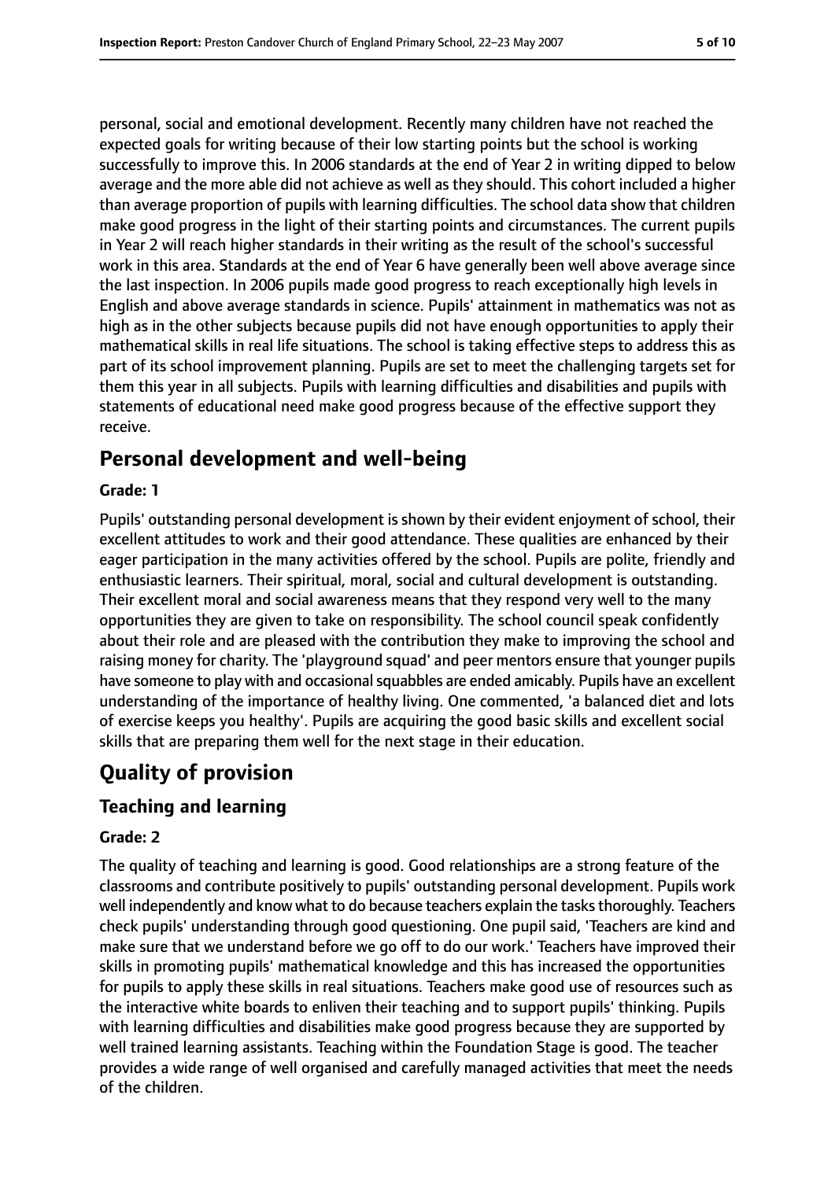personal, social and emotional development. Recently many children have not reached the expected goals for writing because of their low starting points but the school is working successfully to improve this. In 2006 standards at the end of Year 2 in writing dipped to below average and the more able did not achieve as well as they should. This cohort included a higher than average proportion of pupils with learning difficulties. The school data show that children make good progress in the light of their starting points and circumstances. The current pupils in Year 2 will reach higher standards in their writing as the result of the school's successful work in this area. Standards at the end of Year 6 have generally been well above average since the last inspection. In 2006 pupils made good progress to reach exceptionally high levels in English and above average standards in science. Pupils' attainment in mathematics was not as high as in the other subjects because pupils did not have enough opportunities to apply their mathematical skills in real life situations. The school is taking effective steps to address this as part of its school improvement planning. Pupils are set to meet the challenging targets set for them this year in all subjects. Pupils with learning difficulties and disabilities and pupils with statements of educational need make good progress because of the effective support they receive.

## Personal development and well-being

**Grade: 1**

Pupils' outstanding personal development is shown by their evident enjoyment of school, their excellent attitudes to work and their good attendance. These qualities are enhanced by their eager participation in the many activities offered by the school. Pupils are polite, friendly and enthusiastic learners. Their spiritual, moral, social and cultural development is outstanding. Their excellent moral and social awareness means that they respond very well to the many opportunities they are given to take on responsibility. The school council speak confidently about their role and are pleased with the contribution they make to improving the school and raising money for charity. The 'playground squad' and peer mentors ensure that younger pupils have someone to play with and occasional squabbles are ended amicably. Pupils have an excellent understanding of the importance of healthy living. One commented, 'a balanced diet and lots of exercise keeps you healthy'. Pupils are acquiring the good basic skills and excellent social skills that are preparing them well for the next stage in their education.

# Quality of provision

## Teaching and learning

**Grade: 2**

The quality of teaching and learning is good. Good relationships are a strong feature of the classrooms and contribute positively to pupils' outstanding personal development. Pupils work well independently and know what to do because teachers explain the tasks thoroughly. Teachers check pupils' understanding through good questioning. One pupil said, 'Teachers are kind and make sure that we understand before we go off to do our work.' Teachers have improved their skills in promoting pupils' mathematical knowledge and this has increased the opportunities for pupils to apply these skills in real situations. Teachers make good use of resources such as the interactive white boards to enliven their teaching and to support pupils' thinking. Pupils with learning difficulties and disabilities make good progress because they are supported by well trained learning assistants. Teaching within the Foundation Stage is good. The teacher provides a wide range of well organised and carefully managed activities that meet the needs of the children.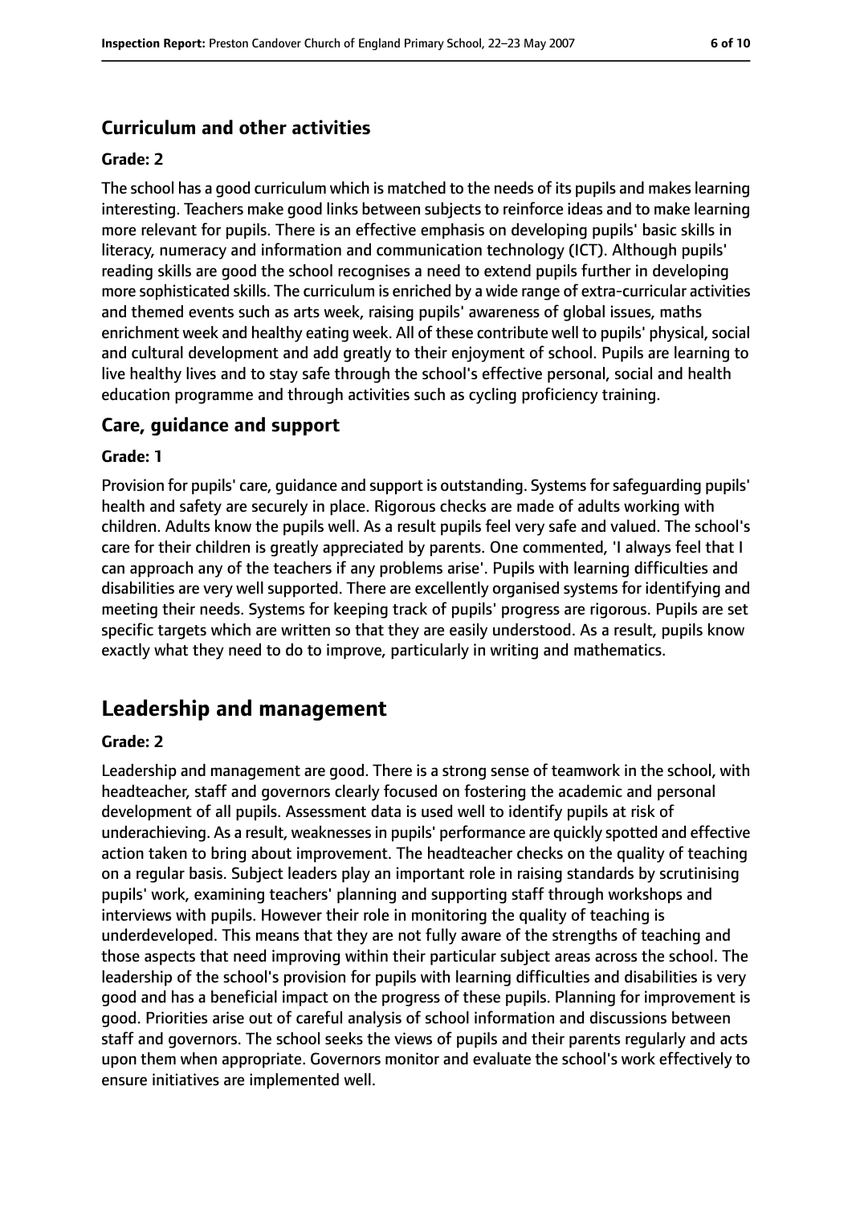### Curriculum and other activities

#### Grade: 2

The school has a good curriculum which is matched to the needs of its pupils and makes learning interesting. Teachers make good links between subjects to reinforce ideas and to make learning more relevant for pupils. There is an effective emphasis on developing pupils' basic skills in literacy, numeracy and information and communication technology (ICT). Although pupils' reading skills are good the school recognises a need to extend pupils further in developing more sophisticated skills. The curriculum is enriched by a wide range of extra-curricular activities and themed events such as arts week, raising pupils' awareness of global issues, maths enrichment week and healthy eating week. All of these contribute well to pupils' physical, social and cultural development and add greatly to their enjoyment of school. Pupils are learning to live healthy lives and to stay safe through the school's effective personal, social and health education programme and through activities such as cycling proficiency training.

### Care, guidance and support

#### Grade: 1

Provision for pupils' care, guidance and support is outstanding. Systems for safeguarding pupils' health and safety are securely in place. Rigorous checks are made of adults working with children. Adults know the pupils well. As a result pupils feel very safe and valued. The school's care for their children is greatly appreciated by parents. One commented, 'I always feel that I can approach any of the teachers if any problems arise'. Pupils with learning difficulties and disabilities are very well supported. There are excellently organised systems for identifying and meeting their needs. Systems for keeping track of pupils' progress are rigorous. Pupils are set specific targets which are written so that they are easily understood. As a result, pupils know exactly what they need to do to improve, particularly in writing and mathematics.

## Leadership and management

#### Grade: 2

Leadership and management are good. There is a strong sense of teamwork in the school, with headteacher, staff and governors clearly focused on fostering the academic and personal development of all pupils. Assessment data is used well to identify pupils at risk of underachieving. As a result, weaknesses in pupils' performance are quickly spotted and effective action taken to bring about improvement. The headteacher checks on the quality of teaching on a regular basis. Subject leaders play an important role in raising standards by scrutinising pupils' work, examining teachers' planning and supporting staff through workshops and interviews with pupils. However their role in monitoring the quality of teaching is underdeveloped. This means that they are not fully aware of the strengths of teaching and those aspects that need improving within their particular subject areas across the school. The leadership of the school's provision for pupils with learning difficulties and disabilities is very good and has a beneficial impact on the progress of these pupils. Planning for improvement is good. Priorities arise out of careful analysis of school information and discussions between staff and governors. The school seeks the views of pupils and their parents regularly and acts upon them when appropriate. Governors monitor and evaluate the school's work effectively to ensure initiatives are implemented well.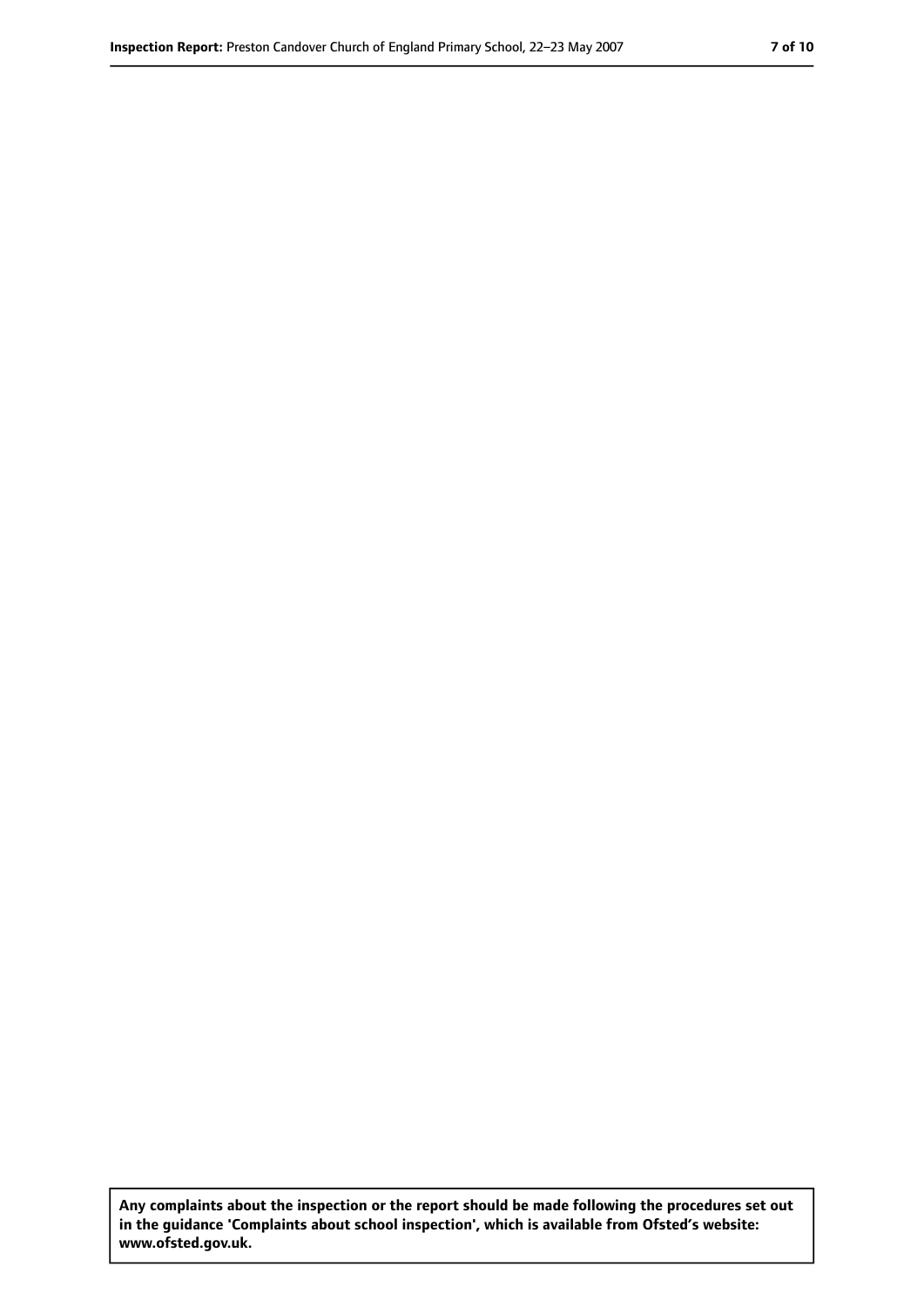**Any complaints about the inspection or the report should be made following the procedures set out in the guidance 'Complaints about school inspection', which is available from Ofsted's website: www.ofsted.gov.uk.**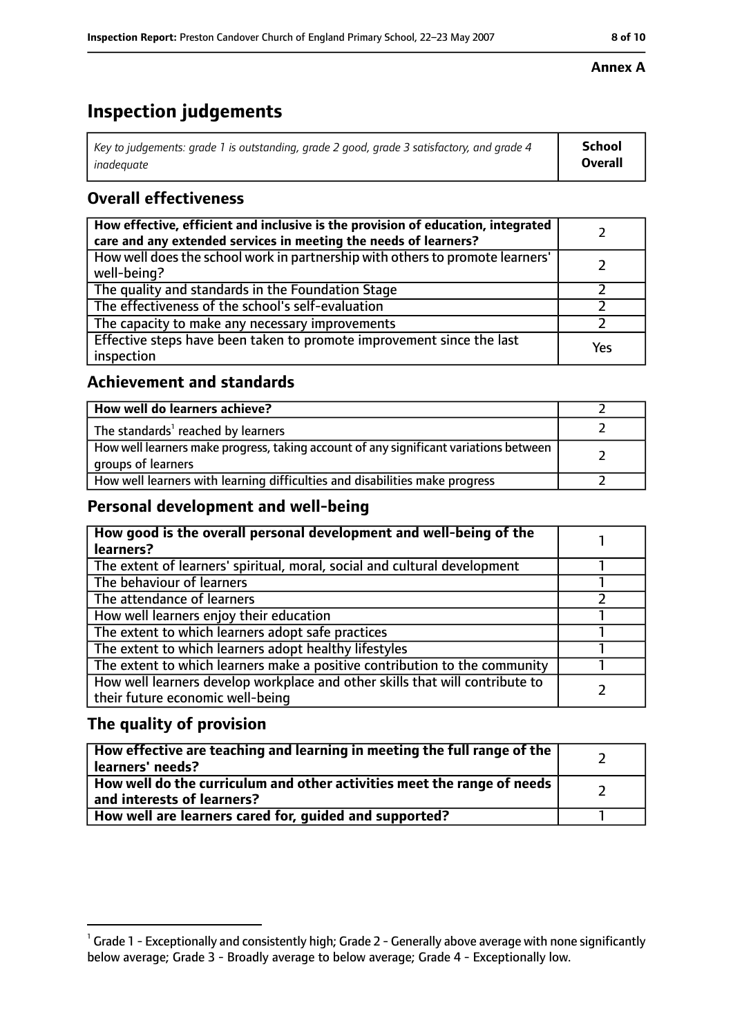**Annex A**

# Inspection judgements

| *Key to judgements: grade 1 is outstanding, grade 2 good, grade 3 satisfactory, and grade 4 inadequate* | **School Overall** |
|---|---|

## Overall effectiveness

| | |
|---|---|
| **How effective, efficient and inclusive is the provision of education, integrated care and any extended services in meeting the needs of learners?** | 2 |
| How well does the school work in partnership with others to promote learners' well-being? | 2 |
| The quality and standards in the Foundation Stage | 2 |
| The effectiveness of the school's self-evaluation | 2 |
| The capacity to make any necessary improvements | 2 |
| Effective steps have been taken to promote improvement since the last inspection | Yes |

## Achievement and standards

| | |
|---|---|
| **How well do learners achieve?** | 2 |
| The standards[1] reached by learners | 2 |
| How well learners make progress, taking account of any significant variations between groups of learners | 2 |
| How well learners with learning difficulties and disabilities make progress | 2 |

## Personal development and well-being

| | |
|---|---|
| **How good is the overall personal development and well-being of the learners?** | 1 |
| The extent of learners' spiritual, moral, social and cultural development | 1 |
| The behaviour of learners | 1 |
| The attendance of learners | 2 |
| How well learners enjoy their education | 1 |
| The extent to which learners adopt safe practices | 1 |
| The extent to which learners adopt healthy lifestyles | 1 |
| The extent to which learners make a positive contribution to the community | 1 |
| How well learners develop workplace and other skills that will contribute to their future economic well-being | 2 |

## The quality of provision

| | |
|---|---|
| **How effective are teaching and learning in meeting the full range of the learners' needs?** | 2 |
| **How well do the curriculum and other activities meet the range of needs and interests of learners?** | 2 |
| **How well are learners cared for, guided and supported?** | 1 |

[1] Grade 1 - Exceptionally and consistently high; Grade 2 - Generally above average with none significantly below average; Grade 3 - Broadly average to below average; Grade 4 - Exceptionally low.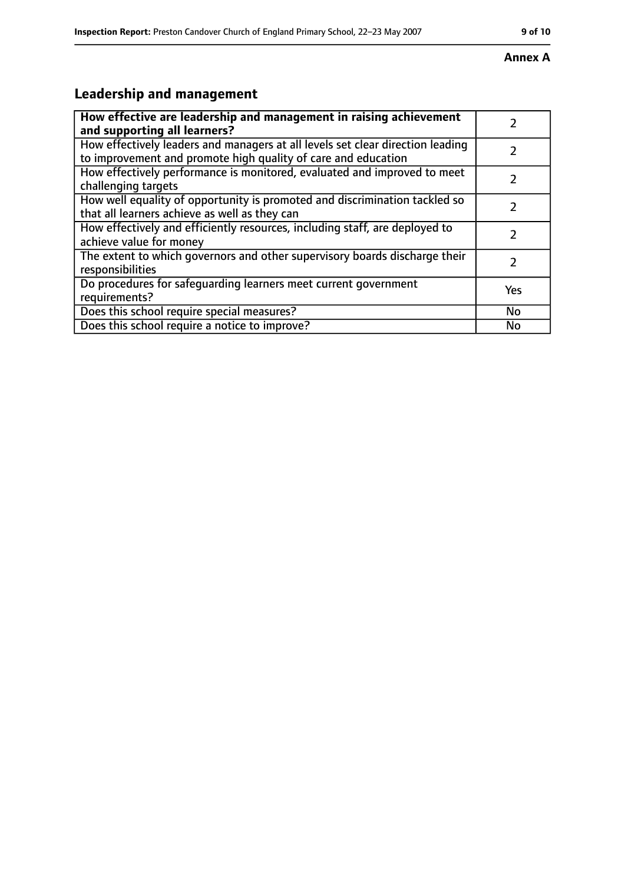**Annex A**

## Leadership and management

| **How effective are leadership and management in raising achievement and supporting all learners?** | 2 |
| --- | --- |
| How effectively leaders and managers at all levels set clear direction leading to improvement and promote high quality of care and education | 2 |
| How effectively performance is monitored, evaluated and improved to meet challenging targets | 2 |
| How well equality of opportunity is promoted and discrimination tackled so that all learners achieve as well as they can | 2 |
| How effectively and efficiently resources, including staff, are deployed to achieve value for money | 2 |
| The extent to which governors and other supervisory boards discharge their responsibilities | 2 |
| Do procedures for safeguarding learners meet current government requirements? | Yes |
| Does this school require special measures? | No |
| Does this school require a notice to improve? | No |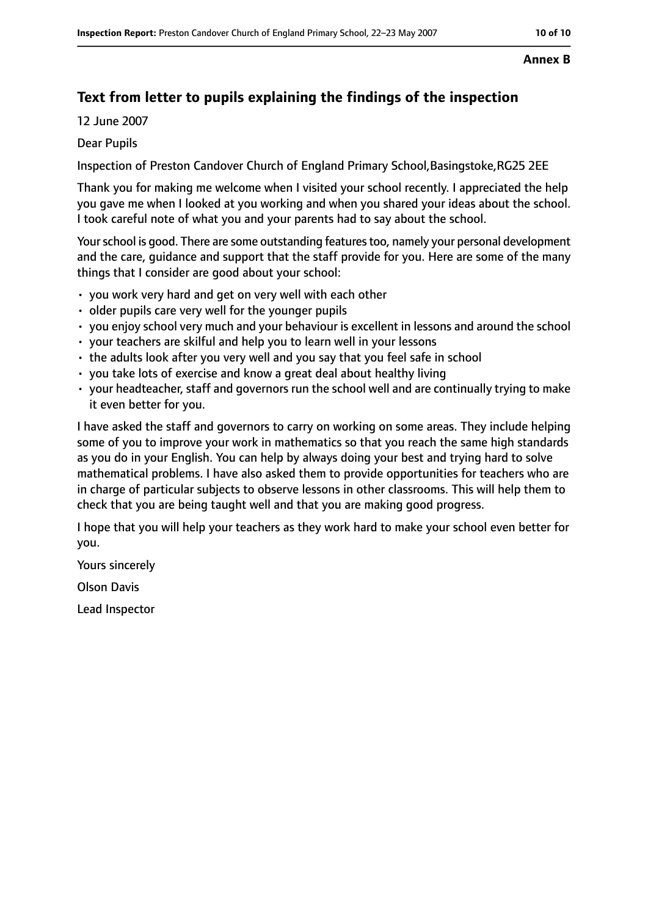**Annex B**

## Text from letter to pupils explaining the findings of the inspection

12 June 2007

Dear Pupils

Inspection of Preston Candover Church of England Primary School,Basingstoke,RG25 2EE

Thank you for making me welcome when I visited your school recently. I appreciated the help you gave me when I looked at you working and when you shared your ideas about the school. I took careful note of what you and your parents had to say about the school.

Your school is good. There are some outstanding features too, namely your personal development and the care, guidance and support that the staff provide for you. Here are some of the many things that I consider are good about your school:

- you work very hard and get on very well with each other
- older pupils care very well for the younger pupils
- you enjoy school very much and your behaviour is excellent in lessons and around the school
- your teachers are skilful and help you to learn well in your lessons
- the adults look after you very well and you say that you feel safe in school
- you take lots of exercise and know a great deal about healthy living
- your headteacher, staff and governors run the school well and are continually trying to make it even better for you.

I have asked the staff and governors to carry on working on some areas. They include helping some of you to improve your work in mathematics so that you reach the same high standards as you do in your English. You can help by always doing your best and trying hard to solve mathematical problems. I have also asked them to provide opportunities for teachers who are in charge of particular subjects to observe lessons in other classrooms. This will help them to check that you are being taught well and that you are making good progress.

I hope that you will help your teachers as they work hard to make your school even better for you.

Yours sincerely

Olson Davis

Lead Inspector